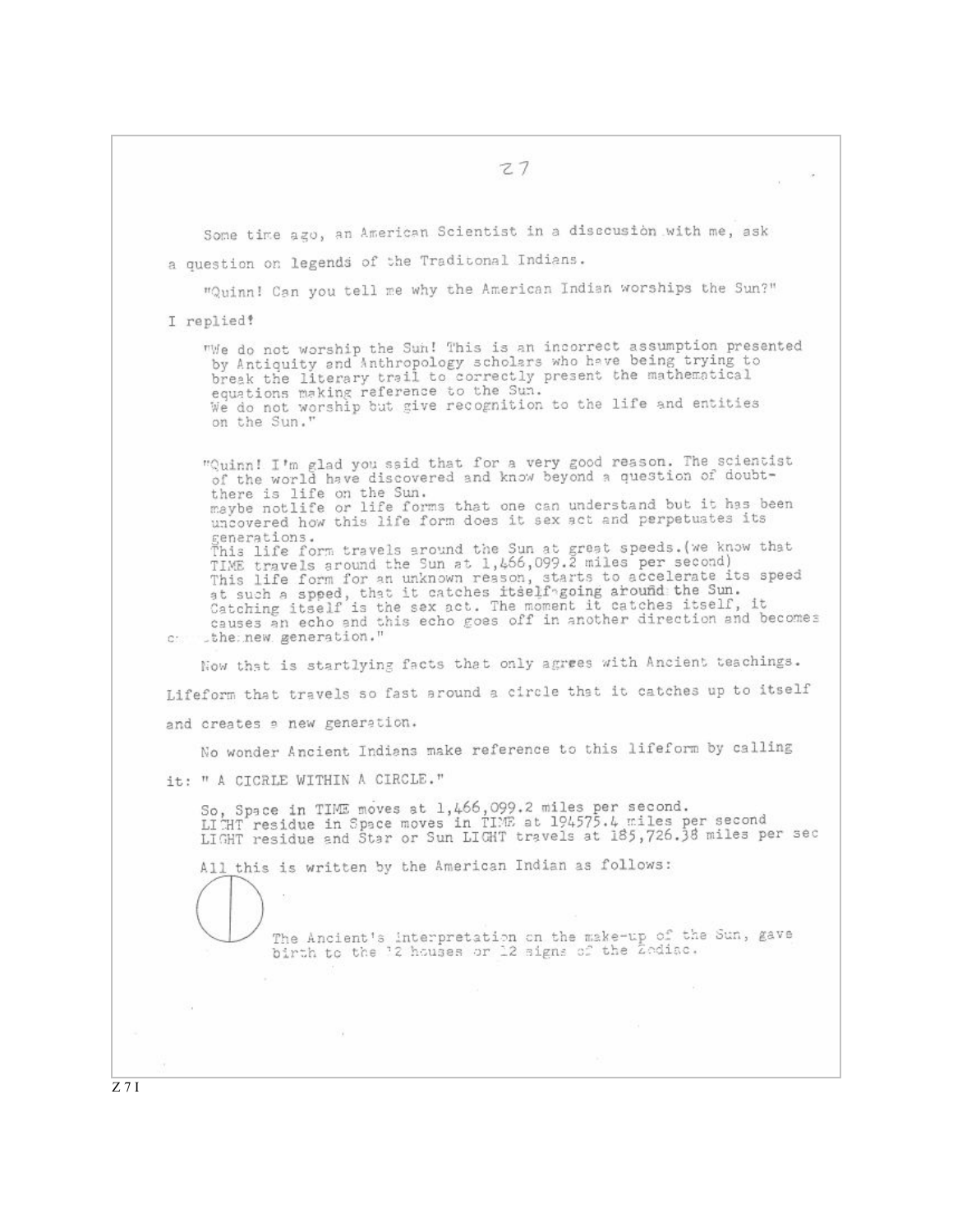Some time ago, an American Scientist in a discussion with me, ask a question on legends of the Traditonal Indians.

"Quinn! Can you tell me why the American Indian worships the Sun?"

I replied!

"We do not worship the Sun! This is an incorrect assumption presented by Antiquity and Anthropology scholars who have being trying to break the literary trail to correctly present the mathematical equations making reference to the Sun.
We do not worship but give recognition to the life and entities on the Sun."

"Quinn! I'm glad you said that for a very good reason. The scientist of the world have discovered and know beyond a question of doubt- there is life on the Sun.
maybe notlife or life forms that one can understand but it has been uncovered how this life form does it sex act and perpetuates its generations.
This life form travels around the Sun at great speeds.(we know that TIME travels around the Sun at 1,466,099.2 miles per second)
This life form for an unknown reason, starts to accelerate its speed at such a speed, that it catches itself going around the Sun.
Catching itself is the sex act. The moment it catches itself, it causes an echo and this echo goes off in another direction and becomes c... the new generation."

Now that is startlying facts that only agrees with Ancient teachings.

Lifeform that travels so fast around a circle that it catches up to itself and creates a new generation.

No wonder Ancient Indians make reference to this lifeform by calling it: " A CICRLE WITHIN A CIRCLE."

So, Space in TIME moves at 1,466,099.2 miles per second.
LIGHT residue in Space moves in TIME at 194575.4 miles per second
LIGHT residue and Star or Sun LIGHT travels at 185,726.38 miles per sec

All this is written by the American Indian as follows:

The Ancient's interpretation on the make-up of the Sun, gave birth to the 12 houses or 12 signs of the Zodiac.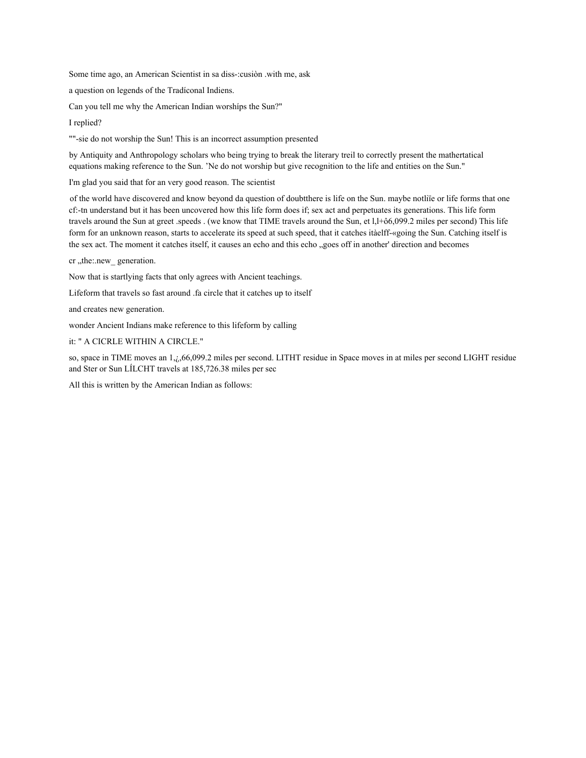Some time ago, an American Scientist in sa diss-:cusiòn .with me, ask

a question on legends of the Tradíconal Indiens.

Can you tell me why the American Indian worshíps the Sun?"

I replied?

""-sie do not worship the Sun! This is an incorrect assumption presented

by Antiquity and Anthropology scholars who being trying to break the literary treil to correctly present the mathertatical equations making reference to the Sun. 'Ne do not worship but give recognition to the life and entities on the Sun."

I'm glad you said that for an very good reason. The scientist

of the world have discovered and know beyond da question of doubtthere is life on the Sun. maybe notliïe or life forms that one cf:-tn understand but it has been uncovered how this life form does if; sex act and perpetuates its generations. This life form travels around the Sun at greet .speeds . (we know that TIME travels around the Sun, et l,l+ô6,099.2 miles per second) This life form for an unknown reason, starts to accelerate its speed at such speed, that it catches itàelff-«going the Sun. Catching itself is the sex act. The moment it catches itself, it causes an echo and this echo „goes off in another' direction and becomes

cr „the:.new_ generation.

Now that is startlying facts that only agrees with Ancient teachings.

Lifeform that travels so fast around .fa circle that it catches up to itself

and creates new generation.

wonder Ancient Indians make reference to this lifeform by calling

it: " A CICRLE WITHIN A CIRCLE."

so, space in TIME moves an 1,¿,66,099.2 miles per second. LITHT residue in Space moves in at miles per second LIGHT residue and Ster or Sun LÍLCHT travels at 185,726.38 miles per sec

All this is written by the American Indian as follows: